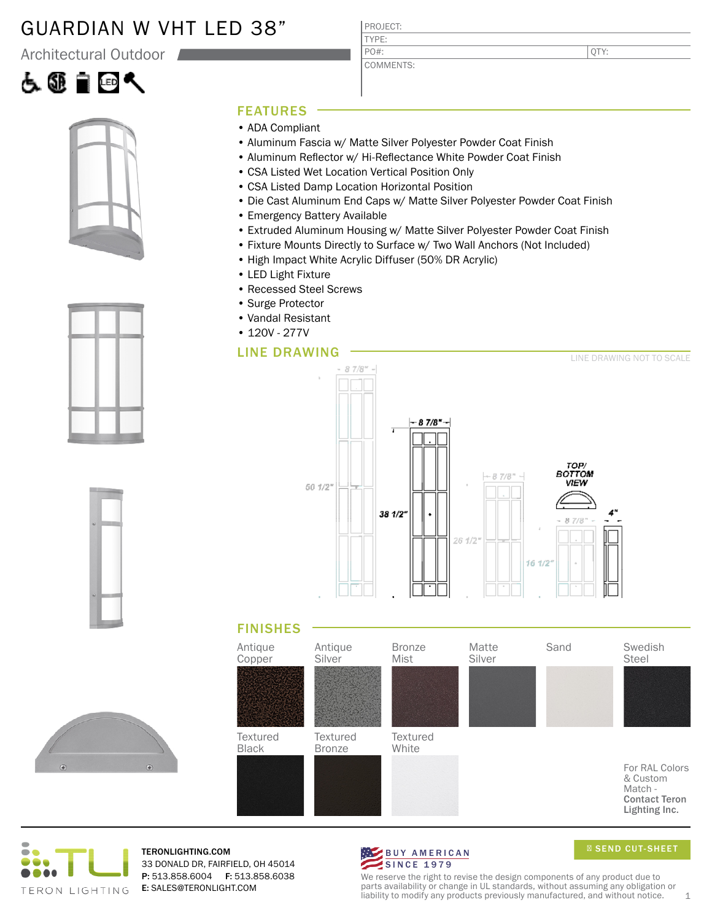# GUARDIAN W VHT LED 38"

Architectural Outdoor

| PROJECT: | |
|---|---|
| TYPE: | |
| PO#: | QTY: |
| COMMENTS: | |

## FEATURES

- ADA Compliant
- Aluminum Fascia w/ Matte Silver Polyester Powder Coat Finish
- Aluminum Reflector w/ Hi-Reflectance White Powder Coat Finish
- CSA Listed Wet Location Vertical Position Only
- CSA Listed Damp Location Horizontal Position
- Die Cast Aluminum End Caps w/ Matte Silver Polyester Powder Coat Finish
- Emergency Battery Available
- Extruded Aluminum Housing w/ Matte Silver Polyester Powder Coat Finish
- Fixture Mounts Directly to Surface w/ Two Wall Anchors (Not Included)
- High Impact White Acrylic Diffuser (50% DR Acrylic)
- LED Light Fixture
- Recessed Steel Screws
- Surge Protector
- Vandal Resistant
- 120V - 277V

## LINE DRAWING

LINE DRAWING NOT TO SCALE

8 7/8" | 50 1/2" | 8 7/8" | 38 1/2" | 8 7/8" | 26 1/2" | TOP/ BOTTOM VIEW | 8 7/8" | 16 1/2" | 4"

## FINISHES

- Antique Copper
- Antique Silver
- Bronze Mist
- Matte Silver
- Sand
- Swedish Steel
- Textured Black
- Textured Bronze
- Textured White

For RAL Colors & Custom Match - **Contact Teron Lighting Inc.**

TERON LIGHTING

**TERONLIGHTING.COM**
33 DONALD DR, FAIRFIELD, OH 45014
**P:** 513.858.6004 **F:** 513.858.6038
**E:** SALES@TERONLIGHT.COM

BUY AMERICAN SINCE 1979

SEND CUT-SHEET

We reserve the right to revise the design components of any product due to parts availability or change in UL standards, without assuming any obligation or liability to modify any products previously manufactured, and without notice.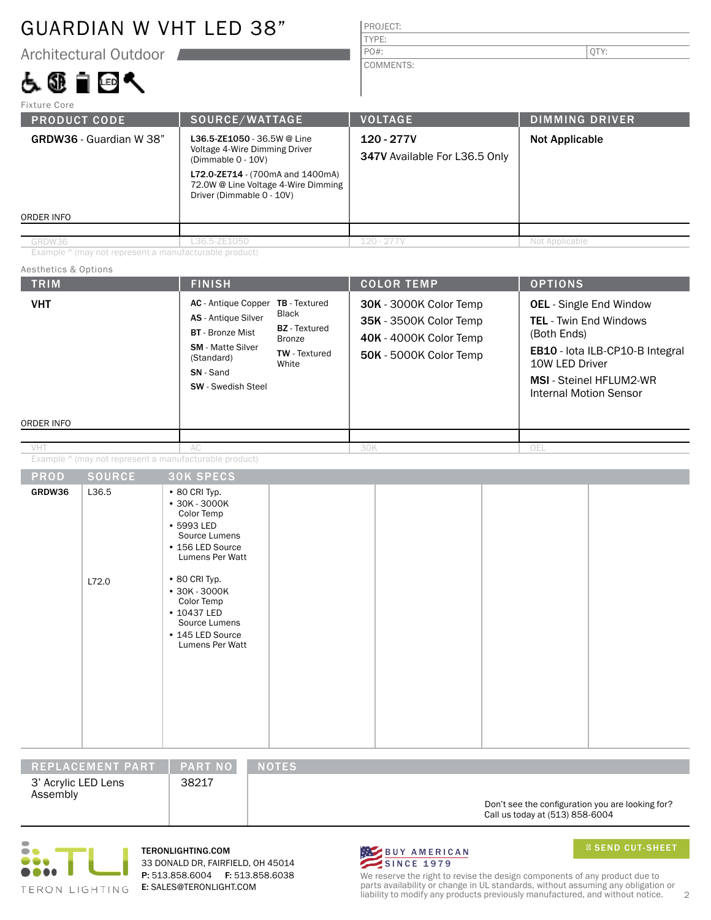# GUARDIAN W VHT LED 38"

## Architectural Outdoor

| PROJECT: | |
|---|---|
| TYPE: | |
| PO#: | QTY: |
| COMMENTS: | |

Fixture Core

| PRODUCT CODE | SOURCE/WATTAGE | VOLTAGE | DIMMING DRIVER |
|---|---|---|---|
| **GRDW36** - Guardian W 38" | **L36.5-ZE1050** - 36.5W @ Line Voltage 4-Wire Dimming Driver (Dimmable 0 - 10V)<br>**L72.0-ZE714** - (700mA and 1400mA) 72.0W @ Line Voltage 4-Wire Dimming Driver (Dimmable 0 - 10V) | **120** - **277V**<br>**347V** Available For L36.5 Only | **Not Applicable** |
| ORDER INFO | | | |
| GRDW36 | L36.5-ZE1050 | 120 - 277V | Not Applicable |

Example ^ (may not represent a manufacturable product)

Aesthetics & Options

| TRIM | FINISH | COLOR TEMP | OPTIONS |
|---|---|---|---|
| **VHT** | **AC** - Antique Copper<br>**AS** - Antique Silver<br>**BT** - Bronze Mist<br>**SM** - Matte Silver (Standard)<br>**SN** - Sand<br>**SW** - Swedish Steel<br>**TB** - Textured Black<br>**BZ** - Textured Bronze<br>**TW** - Textured White | **30K** - 3000K Color Temp<br>**35K** - 3500K Color Temp<br>**40K** - 4000K Color Temp<br>**50K** - 5000K Color Temp | **OEL** - Single End Window<br>**TEL** - Twin End Windows (Both Ends)<br>**EB10** - Iota ILB-CP10-B Integral 10W LED Driver<br>**MSI** - Steinel HFLUM2-WR Internal Motion Sensor |
| ORDER INFO | | | |
| VHT | AC | 30K | OEL |

Example ^ (may not represent a manufacturable product)

| PROD | SOURCE | 30K SPECS |
|---|---|---|
| **GRDW36** | L36.5 | • 80 CRI Typ.<br>• 30K - 3000K Color Temp<br>• 5993 LED Source Lumens<br>• 156 LED Source Lumens Per Watt |
| | L72.0 | • 80 CRI Typ.<br>• 30K - 3000K Color Temp<br>• 10437 LED Source Lumens<br>• 145 LED Source Lumens Per Watt |

| REPLACEMENT PART | PART NO | NOTES |
|---|---|---|
| 3' Acrylic LED Lens Assembly | 38217 | |

Don't see the configuration you are looking for? Call us today at (513) 858-6004

TERON LIGHTING

**TERONLIGHTING.COM**
33 DONALD DR, FAIRFIELD, OH 45014
**P:** 513.858.6004 **F:** 513.858.6038
**E:** SALES@TERONLIGHT.COM

BUY AMERICAN SINCE 1979

SEND CUT-SHEET

We reserve the right to revise the design components of any product due to parts availability or change in UL standards, without assuming any obligation or liability to modify any products previously manufactured, and without notice.